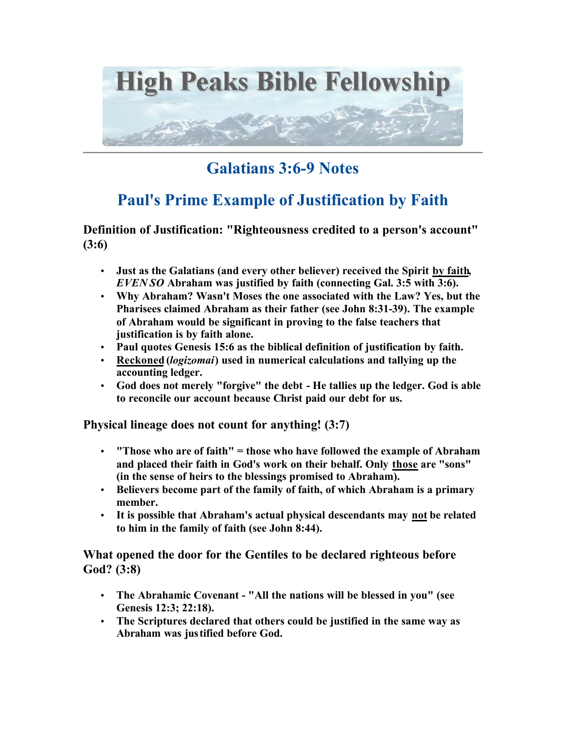# High Peaks Bible Fellowship

## Galatians 3:6-9 Notes

## Paul's Prime Example of Justification by Faith

### Definition of Justification: "Righteousness credited to a person's account" (3:6)

- **Just as the Galatians (and every other believer) received the Spirit <u>by faith</u>, *EVEN SO* Abraham was justified by faith (connecting Gal. 3:5 with 3:6).**
- **Why Abraham? Wasn't Moses the one associated with the Law? Yes, but the Pharisees claimed Abraham as their father (see John 8:31-39). The example of Abraham would be significant in proving to the false teachers that justification is by faith alone.**
- **Paul quotes Genesis 15:6 as the biblical definition of justification by faith.**
- **<u>Reckoned</u> (*logizomai*) used in numerical calculations and tallying up the accounting ledger.**
- **God does not merely "forgive" the debt - He tallies up the ledger. God is able to reconcile our account because Christ paid our debt for us.**

### Physical lineage does not count for anything! (3:7)

- **"Those who are of faith" = those who have followed the example of Abraham and placed their faith in God's work on their behalf. Only <u>those</u> are "sons" (in the sense of heirs to the blessings promised to Abraham).**
- **Believers become part of the family of faith, of which Abraham is a primary member.**
- **It is possible that Abraham's actual physical descendants may <u>not</u> be related to him in the family of faith (see John 8:44).**

### What opened the door for the Gentiles to be declared righteous before God? (3:8)

- **The Abrahamic Covenant - "All the nations will be blessed in you" (see Genesis 12:3; 22:18).**
- **The Scriptures declared that others could be justified in the same way as Abraham was justified before God.**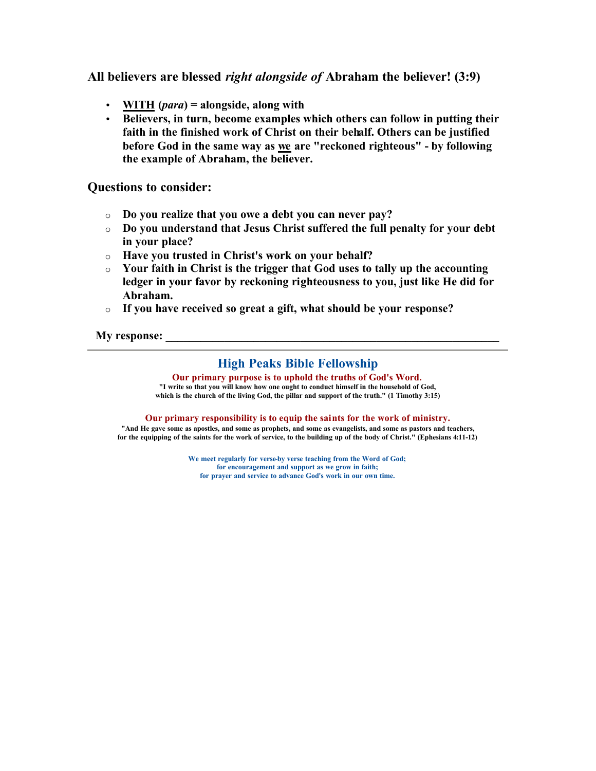**All believers are blessed *right alongside of* Abraham the believer! (3:9)**

- **<u>WITH</u> (*para*) = alongside, along with**
- **Believers, in turn, become examples which others can follow in putting their faith in the finished work of Christ on their behalf. Others can be justified before God in the same way as <u>we</u> are "reckoned righteous" - by following the example of Abraham, the believer.**

## Questions to consider:

- **Do you realize that you owe a debt you can never pay?**
- **Do you understand that Jesus Christ suffered the full penalty for your debt in your place?**
- **Have you trusted in Christ's work on your behalf?**
- **Your faith in Christ is the trigger that God uses to tally up the accounting ledger in your favor by reckoning righteousness to you, just like He did for Abraham.**
- **If you have received so great a gift, what should be your response?**

**My response: ___________________________________________________________**

---

## High Peaks Bible Fellowship

**Our primary purpose is to uphold the truths of God's Word.**

**"I write so that you will know how one ought to conduct himself in the household of God, which is the church of the living God, the pillar and support of the truth." (1 Timothy 3:15)**

**Our primary responsibility is to equip the saints for the work of ministry.**

**"And He gave some as apostles, and some as prophets, and some as evangelists, and some as pastors and teachers, for the equipping of the saints for the work of service, to the building up of the body of Christ." (Ephesians 4:11-12)**

**We meet regularly for verse-by verse teaching from the Word of God;**
**for encouragement and support as we grow in faith;**
**for prayer and service to advance God's work in our own time.**